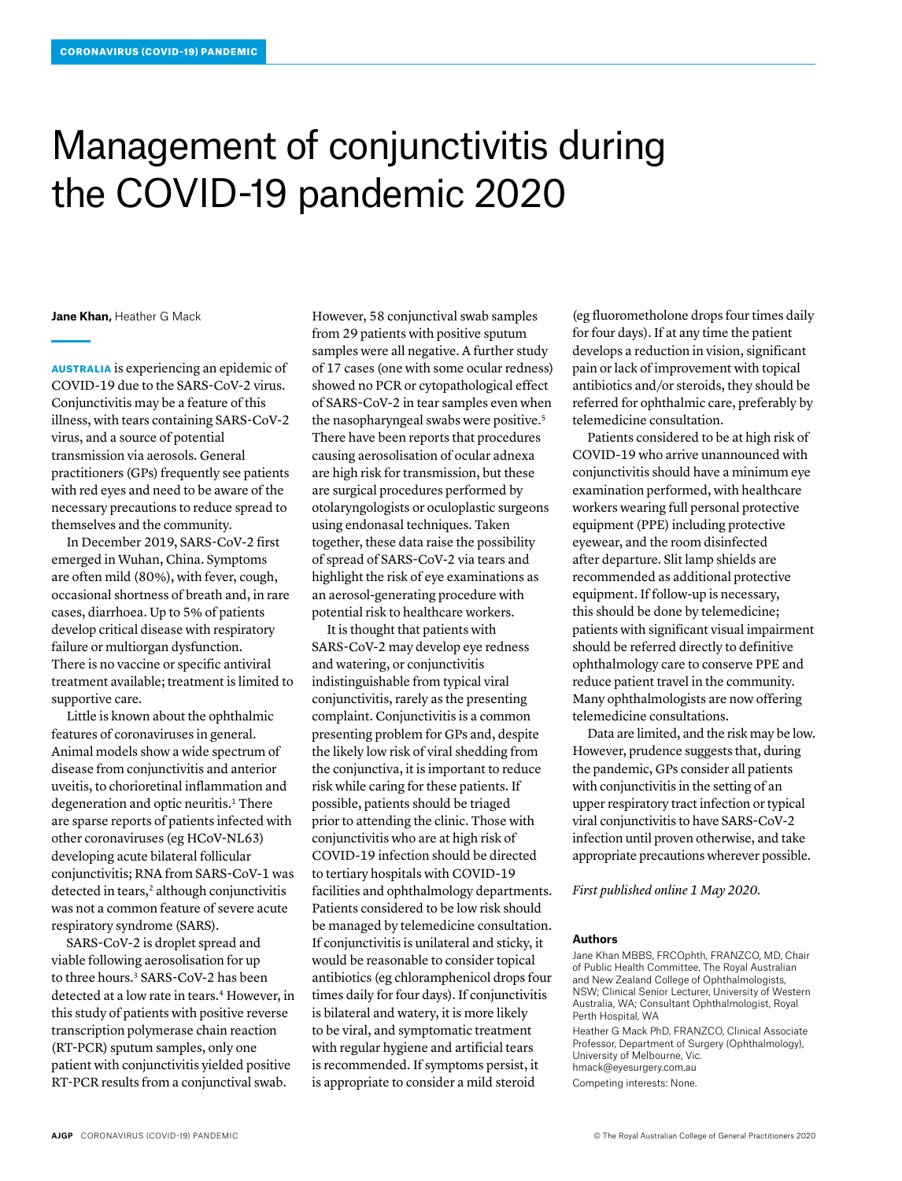CORONAVIRUS (COVID-19) PANDEMIC

# Management of conjunctivitis during the COVID-19 pandemic 2020

**Jane Khan**, Heather G Mack

**AUSTRALIA** is experiencing an epidemic of COVID-19 due to the SARS-CoV-2 virus. Conjunctivitis may be a feature of this illness, with tears containing SARS-CoV-2 virus, and a source of potential transmission via aerosols. General practitioners (GPs) frequently see patients with red eyes and need to be aware of the necessary precautions to reduce spread to themselves and the community.

In December 2019, SARS-CoV-2 first emerged in Wuhan, China. Symptoms are often mild (80%), with fever, cough, occasional shortness of breath and, in rare cases, diarrhoea. Up to 5% of patients develop critical disease with respiratory failure or multiorgan dysfunction. There is no vaccine or specific antiviral treatment available; treatment is limited to supportive care.

Little is known about the ophthalmic features of coronaviruses in general. Animal models show a wide spectrum of disease from conjunctivitis and anterior uveitis, to chorioretinal inflammation and degeneration and optic neuritis.[1] There are sparse reports of patients infected with other coronaviruses (eg HCoV-NL63) developing acute bilateral follicular conjunctivitis; RNA from SARS-CoV-1 was detected in tears,[2] although conjunctivitis was not a common feature of severe acute respiratory syndrome (SARS).

SARS-CoV-2 is droplet spread and viable following aerosolisation for up to three hours.[3] SARS-CoV-2 has been detected at a low rate in tears.[4] However, in this study of patients with positive reverse transcription polymerase chain reaction (RT-PCR) sputum samples, only one patient with conjunctivitis yielded positive RT-PCR results from a conjunctival swab. However, 58 conjunctival swab samples from 29 patients with positive sputum samples were all negative. A further study of 17 cases (one with some ocular redness) showed no PCR or cytopathological effect of SARS-CoV-2 in tear samples even when the nasopharyngeal swabs were positive.[5] There have been reports that procedures causing aerosolisation of ocular adnexa are high risk for transmission, but these are surgical procedures performed by otolaryngologists or oculoplastic surgeons using endonasal techniques. Taken together, these data raise the possibility of spread of SARS-CoV-2 via tears and highlight the risk of eye examinations as an aerosol-generating procedure with potential risk to healthcare workers.

It is thought that patients with SARS-CoV-2 may develop eye redness and watering, or conjunctivitis indistinguishable from typical viral conjunctivitis, rarely as the presenting complaint. Conjunctivitis is a common presenting problem for GPs and, despite the likely low risk of viral shedding from the conjunctiva, it is important to reduce risk while caring for these patients. If possible, patients should be triaged prior to attending the clinic. Those with conjunctivitis who are at high risk of COVID-19 infection should be directed to tertiary hospitals with COVID-19 facilities and ophthalmology departments. Patients considered to be low risk should be managed by telemedicine consultation. If conjunctivitis is unilateral and sticky, it would be reasonable to consider topical antibiotics (eg chloramphenicol drops four times daily for four days). If conjunctivitis is bilateral and watery, it is more likely to be viral, and symptomatic treatment with regular hygiene and artificial tears is recommended. If symptoms persist, it is appropriate to consider a mild steroid (eg fluorometholone drops four times daily for four days). If at any time the patient develops a reduction in vision, significant pain or lack of improvement with topical antibiotics and/or steroids, they should be referred for ophthalmic care, preferably by telemedicine consultation.

Patients considered to be at high risk of COVID-19 who arrive unannounced with conjunctivitis should have a minimum eye examination performed, with healthcare workers wearing full personal protective equipment (PPE) including protective eyewear, and the room disinfected after departure. Slit lamp shields are recommended as additional protective equipment. If follow-up is necessary, this should be done by telemedicine; patients with significant visual impairment should be referred directly to definitive ophthalmology care to conserve PPE and reduce patient travel in the community. Many ophthalmologists are now offering telemedicine consultations.

Data are limited, and the risk may be low. However, prudence suggests that, during the pandemic, GPs consider all patients with conjunctivitis in the setting of an upper respiratory tract infection or typical viral conjunctivitis to have SARS-CoV-2 infection until proven otherwise, and take appropriate precautions wherever possible.

*First published online 1 May 2020.*

### Authors

Jane Khan MBBS, FRCOphth, FRANZCO, MD, Chair of Public Health Committee, The Royal Australian and New Zealand College of Ophthalmologists, NSW; Clinical Senior Lecturer, University of Western Australia, WA; Consultant Ophthalmologist, Royal Perth Hospital, WA

Heather G Mack PhD, FRANZCO, Clinical Associate Professor, Department of Surgery (Ophthalmology), University of Melbourne, Vic. hmack@eyesurgery.com.au

Competing interests: None.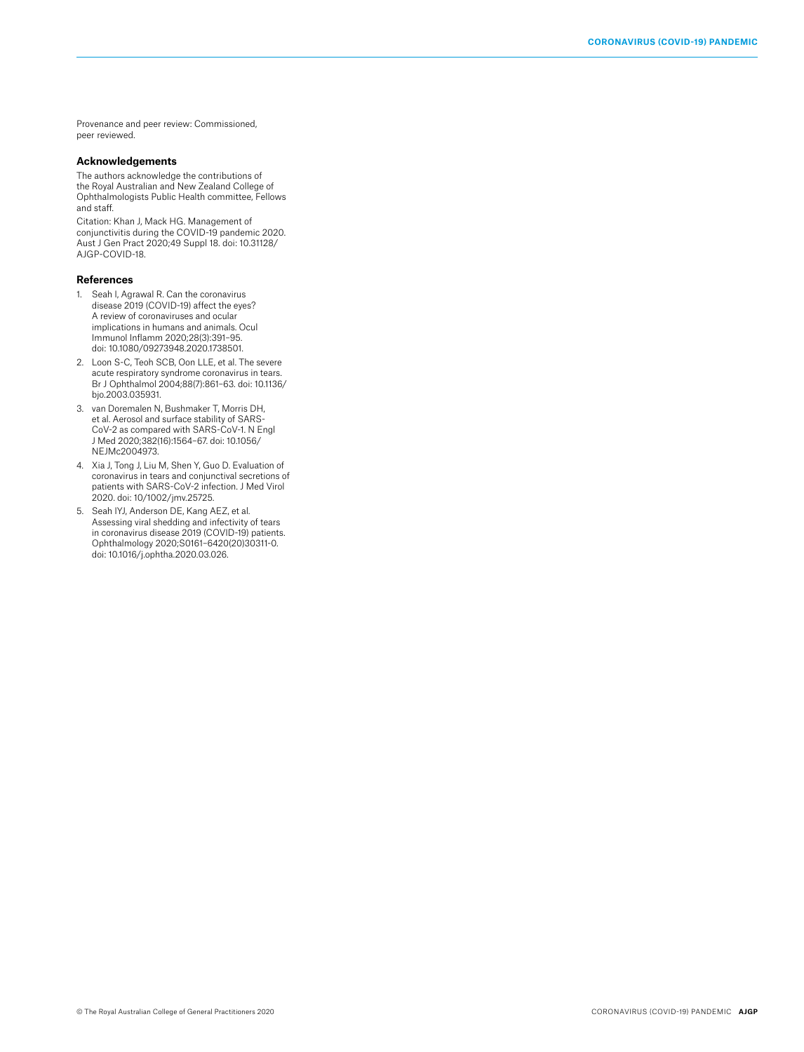Provenance and peer review: Commissioned, peer reviewed.

## Acknowledgements

The authors acknowledge the contributions of the Royal Australian and New Zealand College of Ophthalmologists Public Health committee, Fellows and staff.

Citation: Khan J, Mack HG. Management of conjunctivitis during the COVID-19 pandemic 2020. Aust J Gen Pract 2020;49 Suppl 18. doi: 10.31128/AJGP-COVID-18.

## References

1. Seah I, Agrawal R. Can the coronavirus disease 2019 (COVID-19) affect the eyes? A review of coronaviruses and ocular implications in humans and animals. Ocul Immunol Inflamm 2020;28(3):391–95. doi: 10.1080/09273948.2020.1738501.
2. Loon S-C, Teoh SCB, Oon LLE, et al. The severe acute respiratory syndrome coronavirus in tears. Br J Ophthalmol 2004;88(7):861–63. doi: 10.1136/bjo.2003.035931.
3. van Doremalen N, Bushmaker T, Morris DH, et al. Aerosol and surface stability of SARS-CoV-2 as compared with SARS-CoV-1. N Engl J Med 2020;382(16):1564–67. doi: 10.1056/NEJMc2004973.
4. Xia J, Tong J, Liu M, Shen Y, Guo D. Evaluation of coronavirus in tears and conjunctival secretions of patients with SARS-CoV-2 infection. J Med Virol 2020. doi: 10/1002/jmv.25725.
5. Seah IYJ, Anderson DE, Kang AEZ, et al. Assessing viral shedding and infectivity of tears in coronavirus disease 2019 (COVID-19) patients. Ophthalmology 2020;S0161–6420(20)30311-0. doi: 10.1016/j.ophtha.2020.03.026.